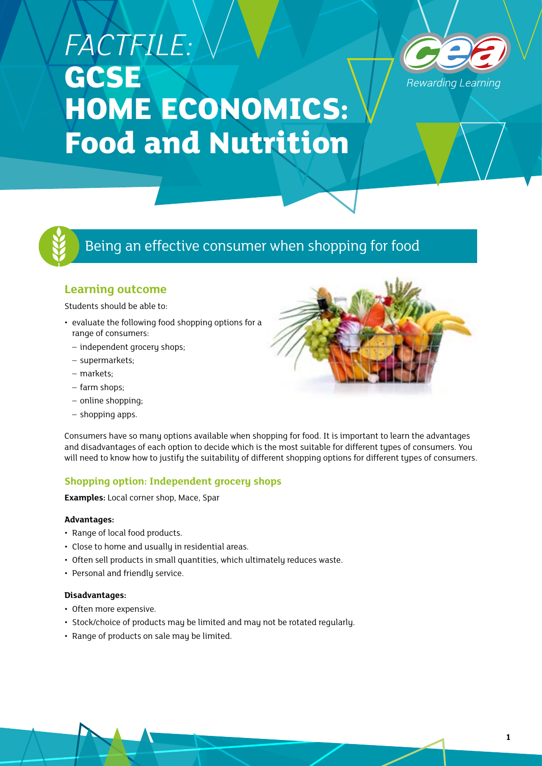# FACTFILE: GCSE HOME ECONOMICS: Food and Nutrition

## Being an effective consumer when shopping for food

### Learning outcome

Students should be able to:

- evaluate the following food shopping options for a range of consumers:
  - independent grocery shops;
  - supermarkets;
  - markets;
  - farm shops;
  - online shopping;
  - shopping apps.

Consumers have so many options available when shopping for food. It is important to learn the advantages and disadvantages of each option to decide which is the most suitable for different types of consumers. You will need to know how to justify the suitability of different shopping options for different types of consumers.

### Shopping option: Independent grocery shops

**Examples:** Local corner shop, Mace, Spar

**Advantages:**

- Range of local food products.
- Close to home and usually in residential areas.
- Often sell products in small quantities, which ultimately reduces waste.
- Personal and friendly service.

**Disadvantages:**

- Often more expensive.
- Stock/choice of products may be limited and may not be rotated regularly.
- Range of products on sale may be limited.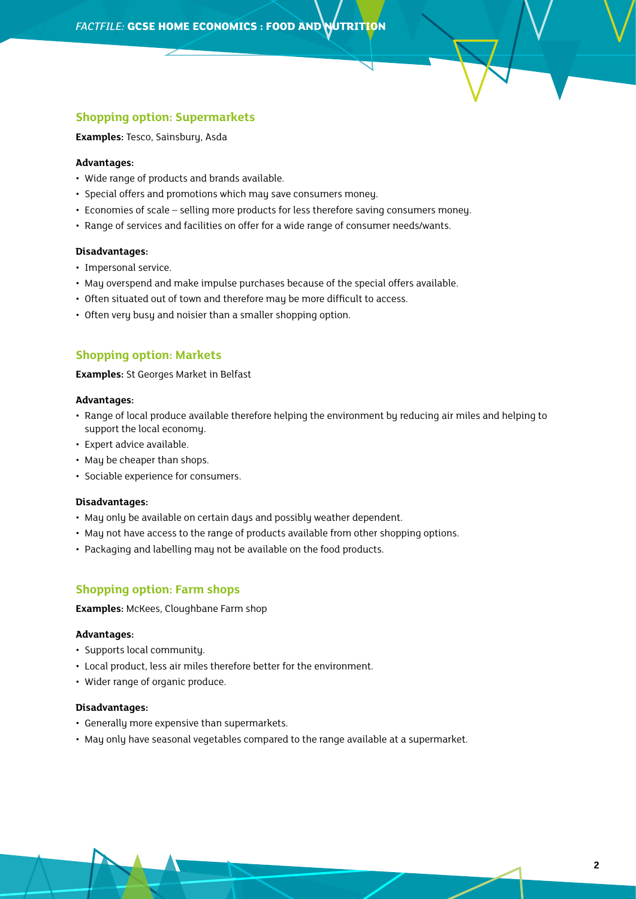## Shopping option: Supermarkets

**Examples:** Tesco, Sainsbury, Asda

**Advantages:**

- Wide range of products and brands available.
- Special offers and promotions which may save consumers money.
- Economies of scale – selling more products for less therefore saving consumers money.
- Range of services and facilities on offer for a wide range of consumer needs/wants.

**Disadvantages:**

- Impersonal service.
- May overspend and make impulse purchases because of the special offers available.
- Often situated out of town and therefore may be more difficult to access.
- Often very busy and noisier than a smaller shopping option.

## Shopping option: Markets

**Examples:** St Georges Market in Belfast

**Advantages:**

- Range of local produce available therefore helping the environment by reducing air miles and helping to support the local economy.
- Expert advice available.
- May be cheaper than shops.
- Sociable experience for consumers.

**Disadvantages:**

- May only be available on certain days and possibly weather dependent.
- May not have access to the range of products available from other shopping options.
- Packaging and labelling may not be available on the food products.

## Shopping option: Farm shops

**Examples:** McKees, Cloughbane Farm shop

**Advantages:**

- Supports local community.
- Local product, less air miles therefore better for the environment.
- Wider range of organic produce.

**Disadvantages:**

- Generally more expensive than supermarkets.
- May only have seasonal vegetables compared to the range available at a supermarket.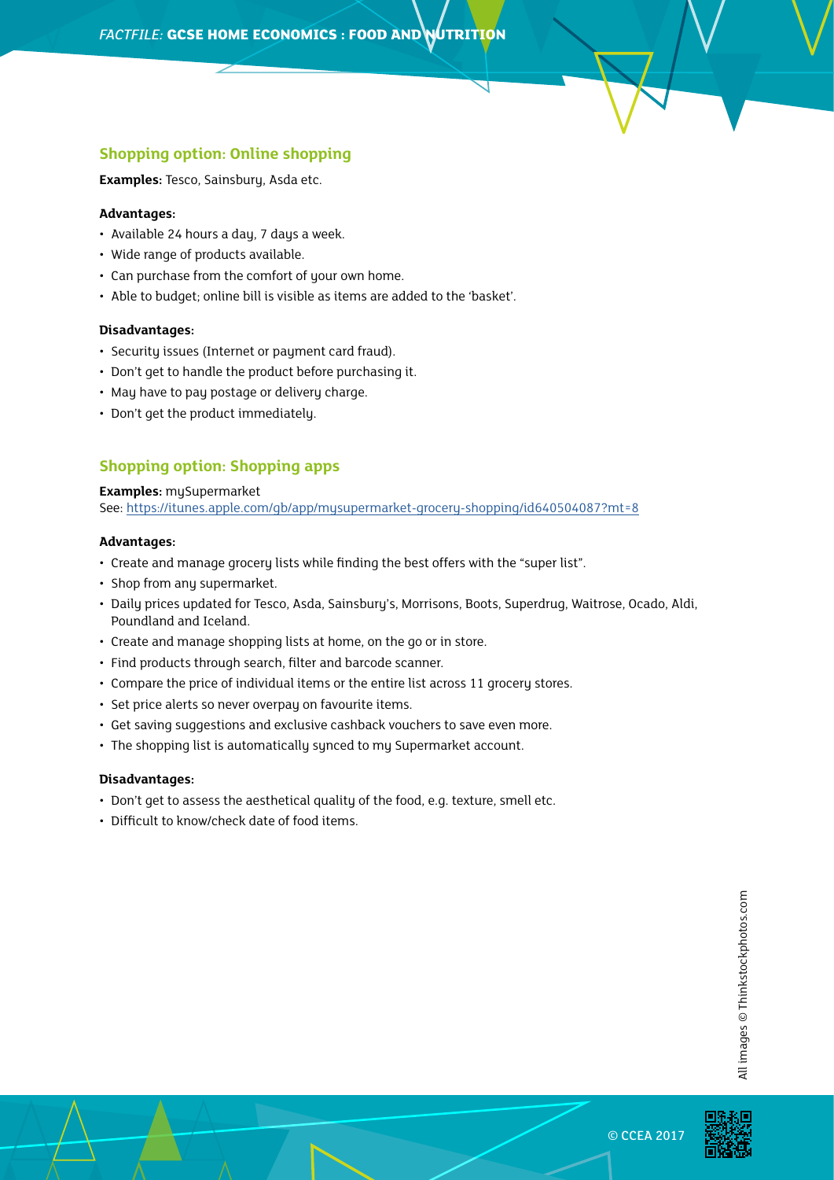## Shopping option: Online shopping

**Examples:** Tesco, Sainsbury, Asda etc.

**Advantages:**

- Available 24 hours a day, 7 days a week.
- Wide range of products available.
- Can purchase from the comfort of your own home.
- Able to budget; online bill is visible as items are added to the 'basket'.

**Disadvantages:**

- Security issues (Internet or payment card fraud).
- Don't get to handle the product before purchasing it.
- May have to pay postage or delivery charge.
- Don't get the product immediately.

## Shopping option: Shopping apps

**Examples:** mySupermarket
See: https://itunes.apple.com/gb/app/mysupermarket-grocery-shopping/id640504087?mt=8

**Advantages:**

- Create and manage grocery lists while finding the best offers with the "super list".
- Shop from any supermarket.
- Daily prices updated for Tesco, Asda, Sainsbury's, Morrisons, Boots, Superdrug, Waitrose, Ocado, Aldi, Poundland and Iceland.
- Create and manage shopping lists at home, on the go or in store.
- Find products through search, filter and barcode scanner.
- Compare the price of individual items or the entire list across 11 grocery stores.
- Set price alerts so never overpay on favourite items.
- Get saving suggestions and exclusive cashback vouchers to save even more.
- The shopping list is automatically synced to my Supermarket account.

**Disadvantages:**

- Don't get to assess the aesthetical quality of the food, e.g. texture, smell etc.
- Difficult to know/check date of food items.

All images © Thinkstockphotos.com

© CCEA 2017